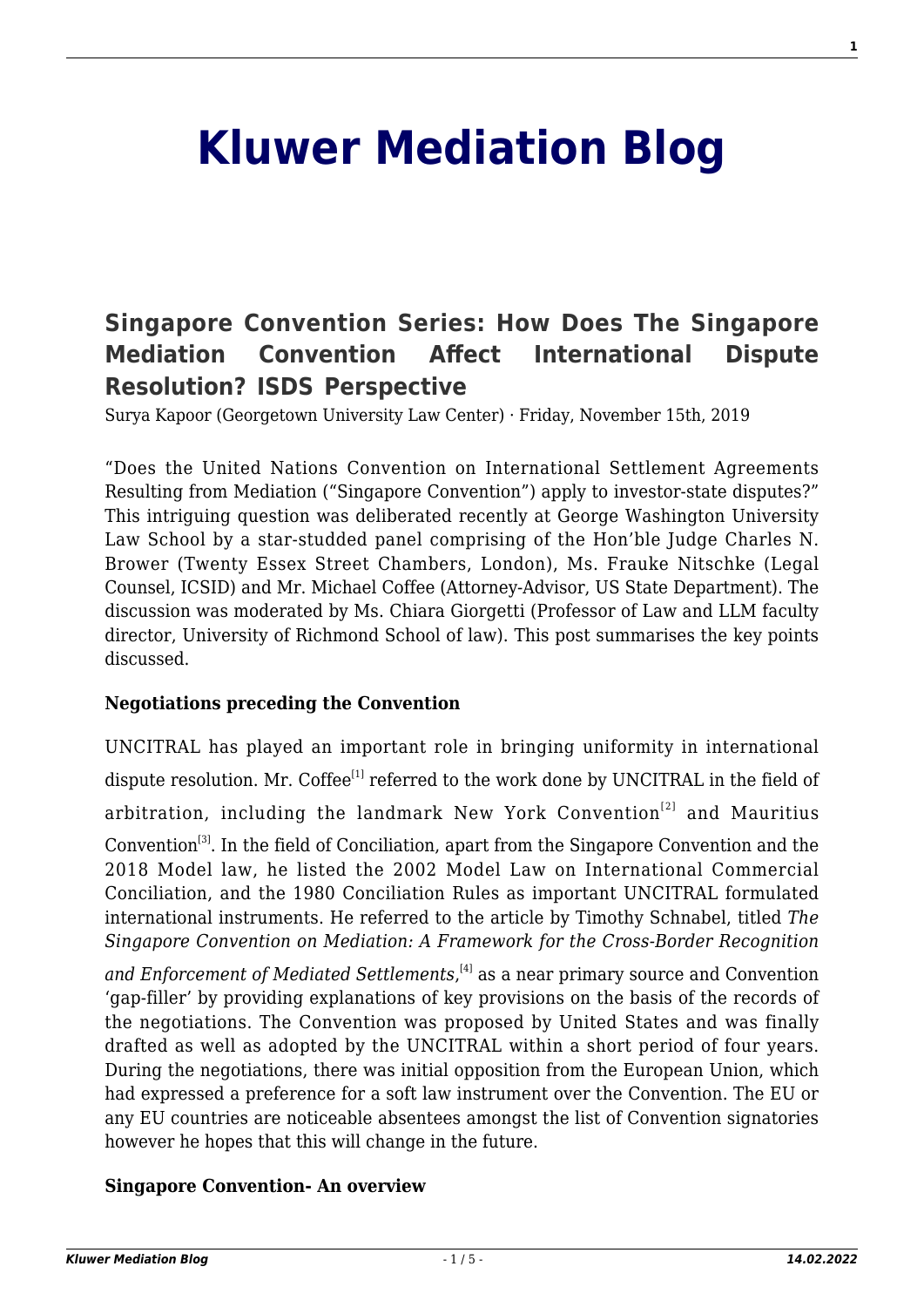# Kluwer Mediation Blog

## Singapore Convention Series: How Does The Singapore Mediation Convention Affect International Dispute Resolution? ISDS Perspective

Surya Kapoor (Georgetown University Law Center) · Friday, November 15th, 2019

"Does the United Nations Convention on International Settlement Agreements Resulting from Mediation ("Singapore Convention") apply to investor-state disputes?" This intriguing question was deliberated recently at George Washington University Law School by a star-studded panel comprising of the Hon'ble Judge Charles N. Brower (Twenty Essex Street Chambers, London), Ms. Frauke Nitschke (Legal Counsel, ICSID) and Mr. Michael Coffee (Attorney-Advisor, US State Department). The discussion was moderated by Ms. Chiara Giorgetti (Professor of Law and LLM faculty director, University of Richmond School of law). This post summarises the key points discussed.

**Negotiations preceding the Convention**

UNCITRAL has played an important role in bringing uniformity in international dispute resolution. Mr. Coffee[1] referred to the work done by UNCITRAL in the field of arbitration, including the landmark New York Convention[2] and Mauritius Convention[3]. In the field of Conciliation, apart from the Singapore Convention and the 2018 Model law, he listed the 2002 Model Law on International Commercial Conciliation, and the 1980 Conciliation Rules as important UNCITRAL formulated international instruments. He referred to the article by Timothy Schnabel, titled *The Singapore Convention on Mediation: A Framework for the Cross-Border Recognition and Enforcement of Mediated Settlements*,[4] as a near primary source and Convention 'gap-filler' by providing explanations of key provisions on the basis of the records of the negotiations. The Convention was proposed by United States and was finally drafted as well as adopted by the UNCITRAL within a short period of four years. During the negotiations, there was initial opposition from the European Union, which had expressed a preference for a soft law instrument over the Convention. The EU or any EU countries are noticeable absentees amongst the list of Convention signatories however he hopes that this will change in the future.

**Singapore Convention- An overview**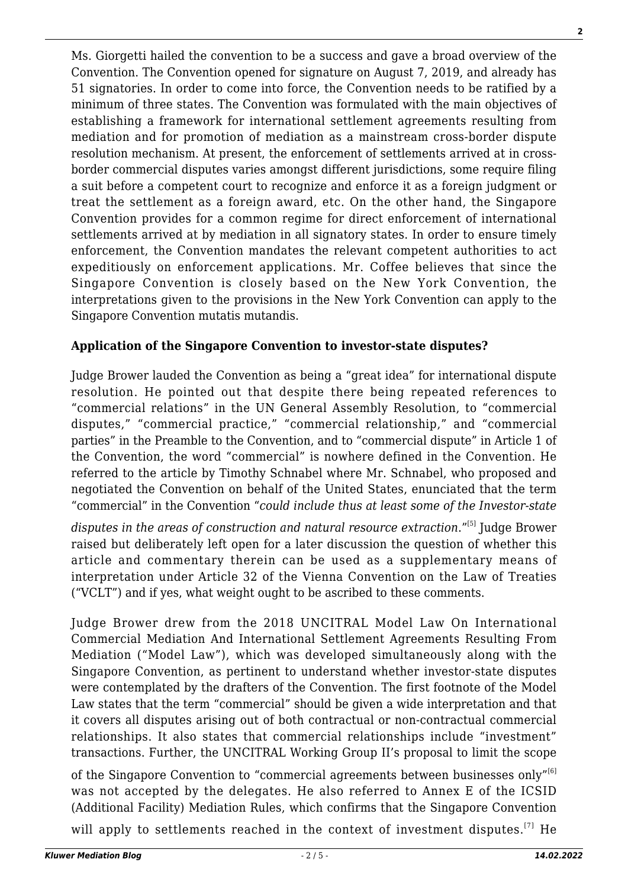Ms. Giorgetti hailed the convention to be a success and gave a broad overview of the Convention. The Convention opened for signature on August 7, 2019, and already has 51 signatories. In order to come into force, the Convention needs to be ratified by a minimum of three states. The Convention was formulated with the main objectives of establishing a framework for international settlement agreements resulting from mediation and for promotion of mediation as a mainstream cross-border dispute resolution mechanism. At present, the enforcement of settlements arrived at in cross-border commercial disputes varies amongst different jurisdictions, some require filing a suit before a competent court to recognize and enforce it as a foreign judgment or treat the settlement as a foreign award, etc. On the other hand, the Singapore Convention provides for a common regime for direct enforcement of international settlements arrived at by mediation in all signatory states. In order to ensure timely enforcement, the Convention mandates the relevant competent authorities to act expeditiously on enforcement applications. Mr. Coffee believes that since the Singapore Convention is closely based on the New York Convention, the interpretations given to the provisions in the New York Convention can apply to the Singapore Convention mutatis mutandis.

**Application of the Singapore Convention to investor-state disputes?**

Judge Brower lauded the Convention as being a "great idea" for international dispute resolution. He pointed out that despite there being repeated references to "commercial relations" in the UN General Assembly Resolution, to "commercial disputes," "commercial practice," "commercial relationship," and "commercial parties" in the Preamble to the Convention, and to "commercial dispute" in Article 1 of the Convention, the word "commercial" is nowhere defined in the Convention. He referred to the article by Timothy Schnabel where Mr. Schnabel, who proposed and negotiated the Convention on behalf of the United States, enunciated that the term "commercial" in the Convention "*could include thus at least some of the Investor-state disputes in the areas of construction and natural resource extraction*."[5] Judge Brower raised but deliberately left open for a later discussion the question of whether this article and commentary therein can be used as a supplementary means of interpretation under Article 32 of the Vienna Convention on the Law of Treaties ("VCLT") and if yes, what weight ought to be ascribed to these comments.

Judge Brower drew from the 2018 UNCITRAL Model Law On International Commercial Mediation And International Settlement Agreements Resulting From Mediation ("Model Law"), which was developed simultaneously along with the Singapore Convention, as pertinent to understand whether investor-state disputes were contemplated by the drafters of the Convention. The first footnote of the Model Law states that the term "commercial" should be given a wide interpretation and that it covers all disputes arising out of both contractual or non-contractual commercial relationships. It also states that commercial relationships include "investment" transactions. Further, the UNCITRAL Working Group II's proposal to limit the scope of the Singapore Convention to "commercial agreements between businesses only"[6] was not accepted by the delegates. He also referred to Annex E of the ICSID (Additional Facility) Mediation Rules, which confirms that the Singapore Convention will apply to settlements reached in the context of investment disputes.[7] He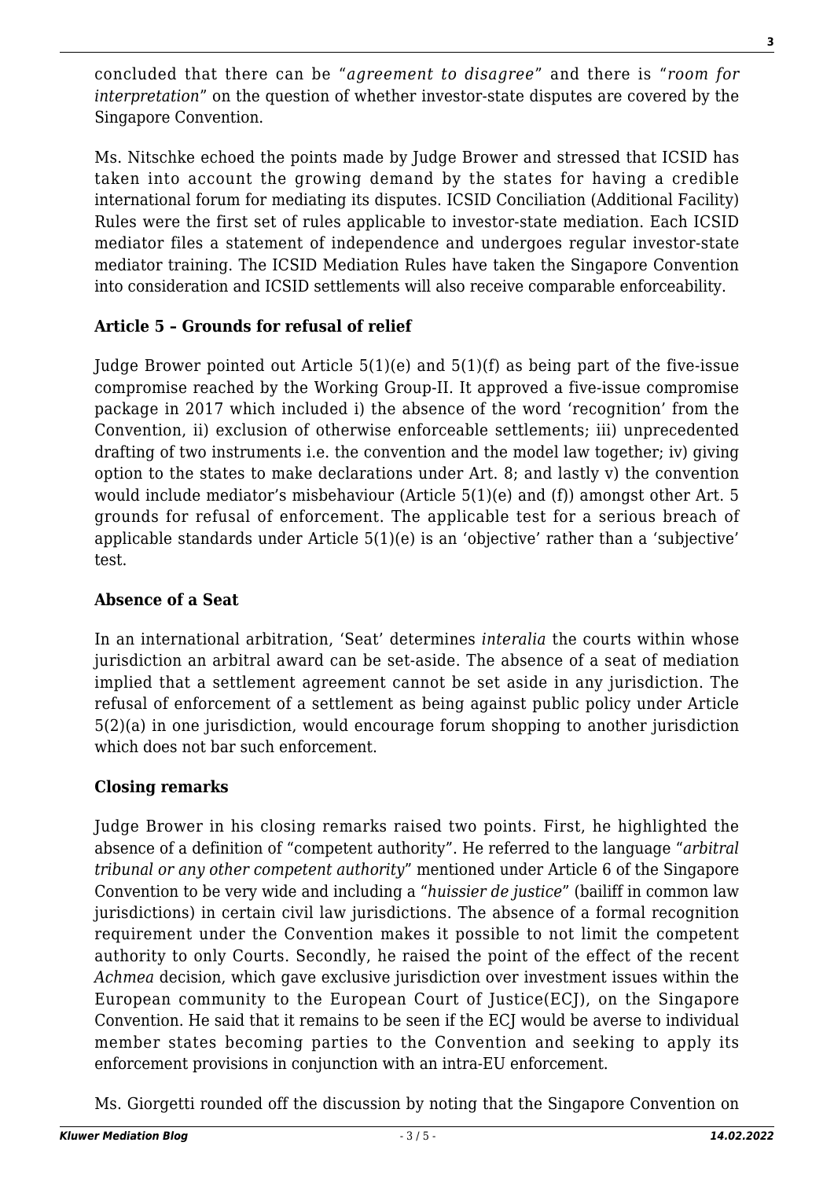concluded that there can be "*agreement to disagree*" and there is "*room for interpretation*" on the question of whether investor-state disputes are covered by the Singapore Convention.

Ms. Nitschke echoed the points made by Judge Brower and stressed that ICSID has taken into account the growing demand by the states for having a credible international forum for mediating its disputes. ICSID Conciliation (Additional Facility) Rules were the first set of rules applicable to investor-state mediation. Each ICSID mediator files a statement of independence and undergoes regular investor-state mediator training. The ICSID Mediation Rules have taken the Singapore Convention into consideration and ICSID settlements will also receive comparable enforceability.

**Article 5 – Grounds for refusal of relief**

Judge Brower pointed out Article 5(1)(e) and 5(1)(f) as being part of the five-issue compromise reached by the Working Group-II. It approved a five-issue compromise package in 2017 which included i) the absence of the word 'recognition' from the Convention, ii) exclusion of otherwise enforceable settlements; iii) unprecedented drafting of two instruments i.e. the convention and the model law together; iv) giving option to the states to make declarations under Art. 8; and lastly v) the convention would include mediator's misbehaviour (Article 5(1)(e) and (f)) amongst other Art. 5 grounds for refusal of enforcement. The applicable test for a serious breach of applicable standards under Article 5(1)(e) is an 'objective' rather than a 'subjective' test.

**Absence of a Seat**

In an international arbitration, 'Seat' determines *interalia* the courts within whose jurisdiction an arbitral award can be set-aside. The absence of a seat of mediation implied that a settlement agreement cannot be set aside in any jurisdiction. The refusal of enforcement of a settlement as being against public policy under Article 5(2)(a) in one jurisdiction, would encourage forum shopping to another jurisdiction which does not bar such enforcement.

**Closing remarks**

Judge Brower in his closing remarks raised two points. First, he highlighted the absence of a definition of "competent authority". He referred to the language "*arbitral tribunal or any other competent authority*" mentioned under Article 6 of the Singapore Convention to be very wide and including a "*huissier de justice*" (bailiff in common law jurisdictions) in certain civil law jurisdictions. The absence of a formal recognition requirement under the Convention makes it possible to not limit the competent authority to only Courts. Secondly, he raised the point of the effect of the recent *Achmea* decision, which gave exclusive jurisdiction over investment issues within the European community to the European Court of Justice(ECJ), on the Singapore Convention. He said that it remains to be seen if the ECJ would be averse to individual member states becoming parties to the Convention and seeking to apply its enforcement provisions in conjunction with an intra-EU enforcement.

Ms. Giorgetti rounded off the discussion by noting that the Singapore Convention on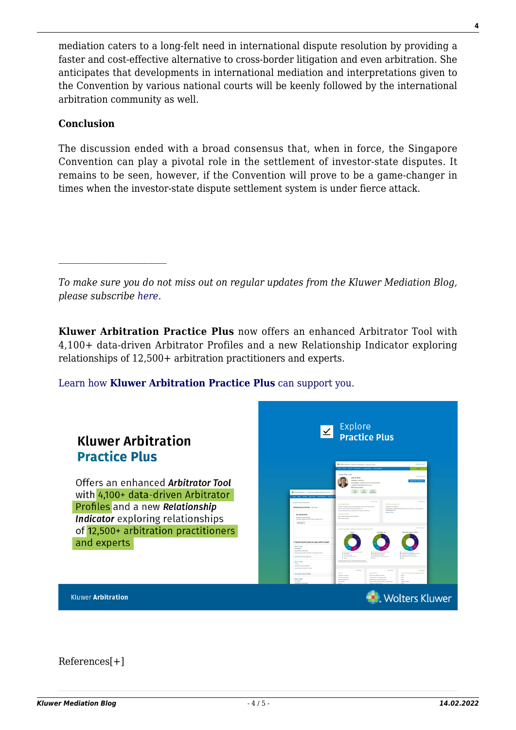mediation caters to a long-felt need in international dispute resolution by providing a faster and cost-effective alternative to cross-border litigation and even arbitration. She anticipates that developments in international mediation and interpretations given to the Convention by various national courts will be keenly followed by the international arbitration community as well.

### Conclusion

The discussion ended with a broad consensus that, when in force, the Singapore Convention can play a pivotal role in the settlement of investor-state disputes. It remains to be seen, however, if the Convention will prove to be a game-changer in times when the investor-state dispute settlement system is under fierce attack.

---

*To make sure you do not miss out on regular updates from the Kluwer Mediation Blog, please subscribe here.*

**Kluwer Arbitration Practice Plus** now offers an enhanced Arbitrator Tool with 4,100+ data-driven Arbitrator Profiles and a new Relationship Indicator exploring relationships of 12,500+ arbitration practitioners and experts.

Learn how **Kluwer Arbitration Practice Plus** can support you.

**Kluwer Arbitration Practice Plus**

Offers an enhanced ***Arbitrator Tool*** with 4,100+ data-driven Arbitrator Profiles and a new ***Relationship Indicator*** exploring relationships of 12,500+ arbitration practitioners and experts

Explore **Practice Plus**

Kluwer **Arbitration**

Wolters Kluwer

References[+]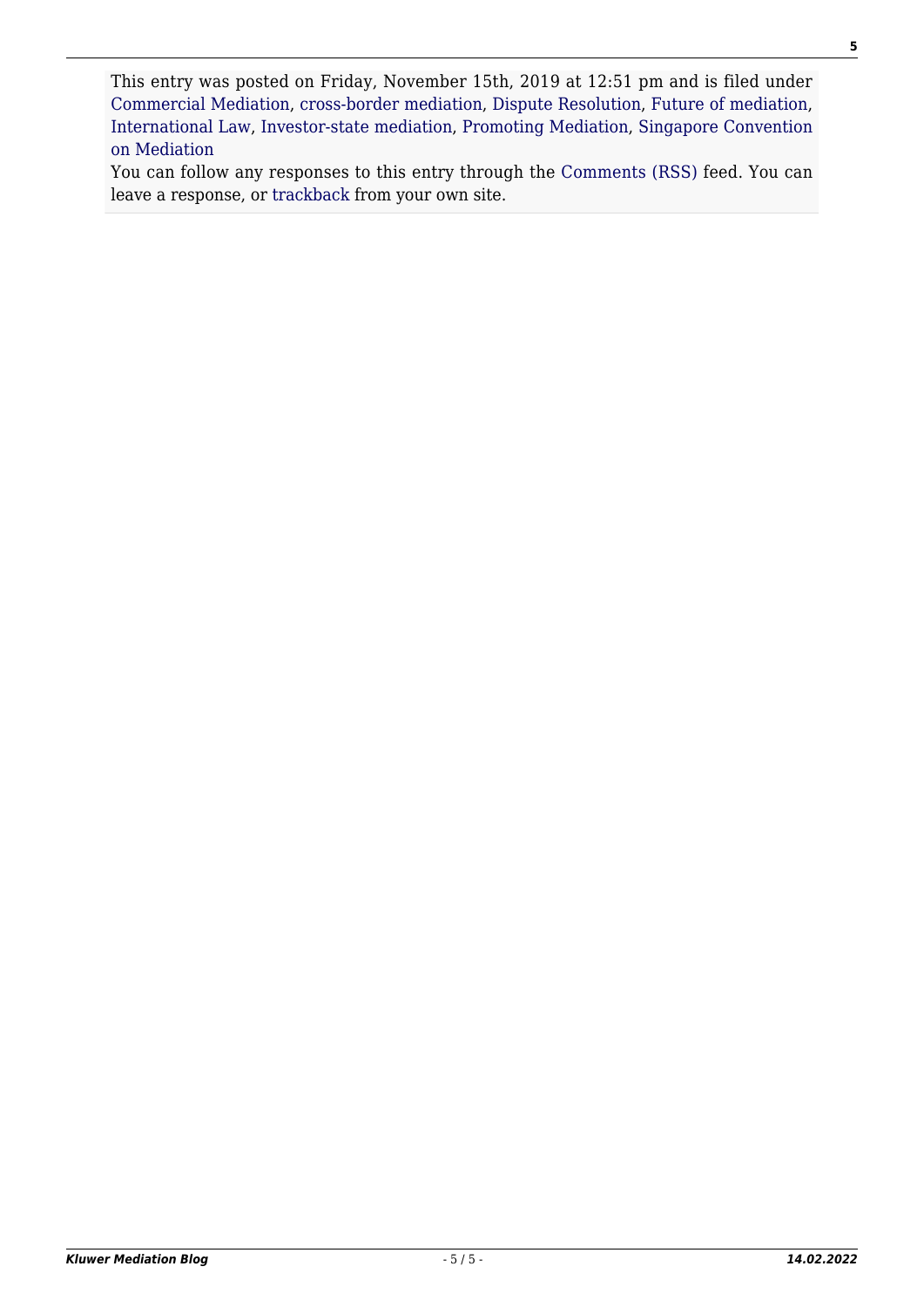This entry was posted on Friday, November 15th, 2019 at 12:51 pm and is filed under Commercial Mediation, cross-border mediation, Dispute Resolution, Future of mediation, International Law, Investor-state mediation, Promoting Mediation, Singapore Convention on Mediation

You can follow any responses to this entry through the Comments (RSS) feed. You can leave a response, or trackback from your own site.